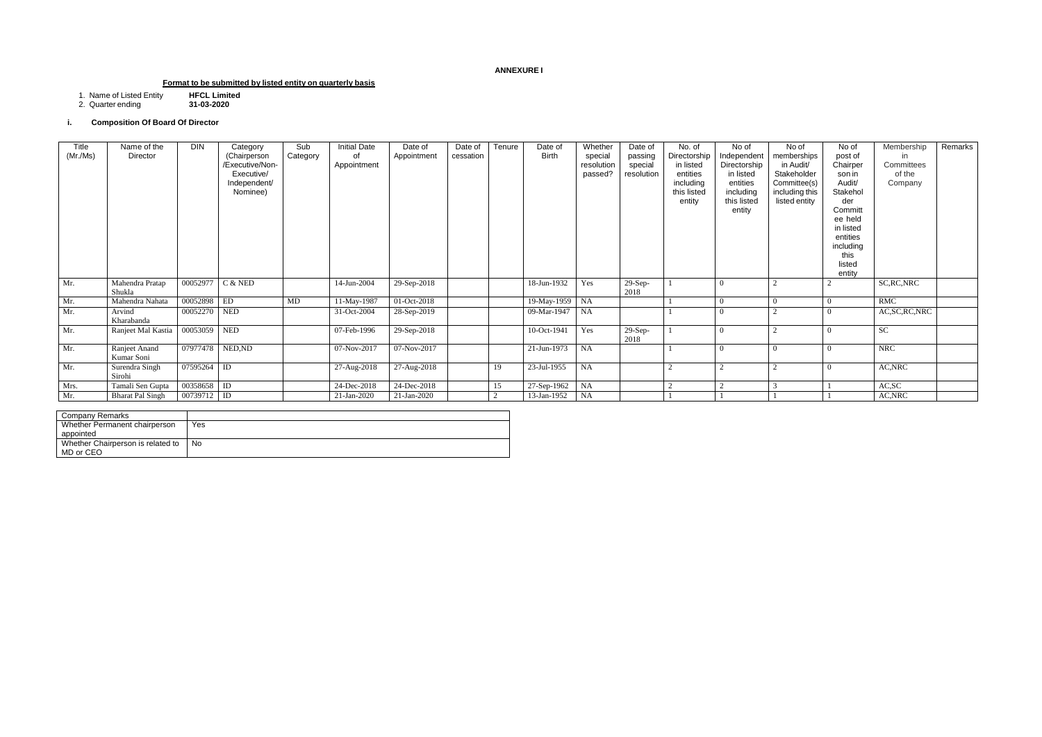**ANNEXURE I**

**Format to be submitted by listed entity on quarterly basis**

1. Name of Listed Entity **HFCL Limited**
2. Quarter ending **31-03-2020**

**i. Composition Of Board Of Director**

| Title (Mr./Ms) | Name of the Director | DIN | Category (Chairperson /Executive/Non-Executive/ Independent/ Nominee) | Sub Category | Initial Date of Appointment | Date of Appointment | Date of cessation | Tenure | Date of Birth | Whether special resolution passed? | Date of passing special resolution | No. of Directorship in listed entities including this listed entity | No of Independent Directorship in listed entities including this listed entity | No of memberships in Audit/ Stakeholder Committee(s) including this listed entity | No of post of Chairperson in Audit/ Stakeholder Committee held in listed entities including this listed entity | Membership in Committees of the Company | Remarks |
|---|---|---|---|---|---|---|---|---|---|---|---|---|---|---|---|---|---|
| Mr. | Mahendra Pratap Shukla | 00052977 | C & NED | | 14-Jun-2004 | 29-Sep-2018 | | | 18-Jun-1932 | Yes | 29-Sep-2018 | 1 | 0 | 2 | 2 | SC,RC,NRC | |
| Mr. | Mahendra Nahata | 00052898 | ED | MD | 11-May-1987 | 01-Oct-2018 | | | 19-May-1959 | NA | | 1 | 0 | 0 | 0 | RMC | |
| Mr. | Arvind Kharabanda | 00052270 | NED | | 31-Oct-2004 | 28-Sep-2019 | | | 09-Mar-1947 | NA | | 1 | 0 | 2 | 0 | AC,SC,RC,NRC | |
| Mr. | Ranjeet Mal Kastia | 00053059 | NED | | 07-Feb-1996 | 29-Sep-2018 | | | 10-Oct-1941 | Yes | 29-Sep-2018 | 1 | 0 | 2 | 0 | SC | |
| Mr. | Ranjeet Anand Kumar Soni | 07977478 | NED,ND | | 07-Nov-2017 | 07-Nov-2017 | | | 21-Jun-1973 | NA | | 1 | 0 | 0 | 0 | NRC | |
| Mr. | Surendra Singh Sirohi | 07595264 | ID | | 27-Aug-2018 | 27-Aug-2018 | | 19 | 23-Jul-1955 | NA | | 2 | 2 | 2 | 0 | AC,NRC | |
| Mrs. | Tamali Sen Gupta | 00358658 | ID | | 24-Dec-2018 | 24-Dec-2018 | | 15 | 27-Sep-1962 | NA | | 2 | 2 | 3 | 1 | AC,SC | |
| Mr. | Bharat Pal Singh | 00739712 | ID | | 21-Jan-2020 | 21-Jan-2020 | | 2 | 13-Jan-1952 | NA | | 1 | 1 | 1 | 1 | AC,NRC | |

| Company Remarks | |
|---|---|
| Whether Permanent chairperson appointed | Yes |
| Whether Chairperson is related to MD or CEO | No |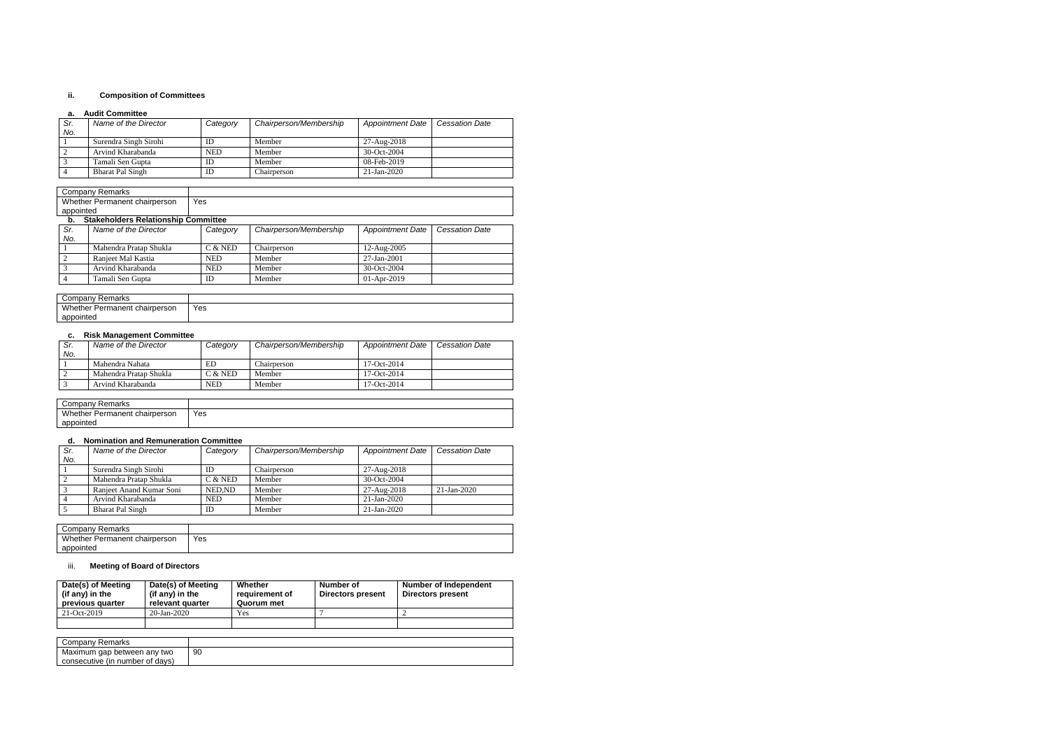### ii. Composition of Committees

#### a. Audit Committee

| Sr. No. | Name of the Director | Category | Chairperson/Membership | Appointment Date | Cessation Date |
|---|---|---|---|---|---|
| 1 | Surendra Singh Sirohi | ID | Member | 27-Aug-2018 | |
| 2 | Arvind Kharabanda | NED | Member | 30-Oct-2004 | |
| 3 | Tamali Sen Gupta | ID | Member | 08-Feb-2019 | |
| 4 | Bharat Pal Singh | ID | Chairperson | 21-Jan-2020 | |

| Company Remarks | |
|---|---|
| Whether Permanent chairperson appointed | Yes |

#### b. Stakeholders Relationship Committee

| Sr. No. | Name of the Director | Category | Chairperson/Membership | Appointment Date | Cessation Date |
|---|---|---|---|---|---|
| 1 | Mahendra Pratap Shukla | C & NED | Chairperson | 12-Aug-2005 | |
| 2 | Ranjeet Mal Kastia | NED | Member | 27-Jan-2001 | |
| 3 | Arvind Kharabanda | NED | Member | 30-Oct-2004 | |
| 4 | Tamali Sen Gupta | ID | Member | 01-Apr-2019 | |

| Company Remarks | |
|---|---|
| Whether Permanent chairperson appointed | Yes |

#### c. Risk Management Committee

| Sr. No. | Name of the Director | Category | Chairperson/Membership | Appointment Date | Cessation Date |
|---|---|---|---|---|---|
| 1 | Mahendra Nahata | ED | Chairperson | 17-Oct-2014 | |
| 2 | Mahendra Pratap Shukla | C & NED | Member | 17-Oct-2014 | |
| 3 | Arvind Kharabanda | NED | Member | 17-Oct-2014 | |

| Company Remarks | |
|---|---|
| Whether Permanent chairperson appointed | Yes |

#### d. Nomination and Remuneration Committee

| Sr. No. | Name of the Director | Category | Chairperson/Membership | Appointment Date | Cessation Date |
|---|---|---|---|---|---|
| 1 | Surendra Singh Sirohi | ID | Chairperson | 27-Aug-2018 | |
| 2 | Mahendra Pratap Shukla | C & NED | Member | 30-Oct-2004 | |
| 3 | Ranjeet Anand Kumar Soni | NED,ND | Member | 27-Aug-2018 | 21-Jan-2020 |
| 4 | Arvind Kharabanda | NED | Member | 21-Jan-2020 | |
| 5 | Bharat Pal Singh | ID | Member | 21-Jan-2020 | |

| Company Remarks | |
|---|---|
| Whether Permanent chairperson appointed | Yes |

### iii. Meeting of Board of Directors

| Date(s) of Meeting (if any) in the previous quarter | Date(s) of Meeting (if any) in the relevant quarter | Whether requirement of Quorum met | Number of Directors present | Number of Independent Directors present |
|---|---|---|---|---|
| 21-Oct-2019 | 20-Jan-2020 | Yes | 7 | 2 |
| | | | | |

| Company Remarks | |
|---|---|
| Maximum gap between any two consecutive (in number of days) | 90 |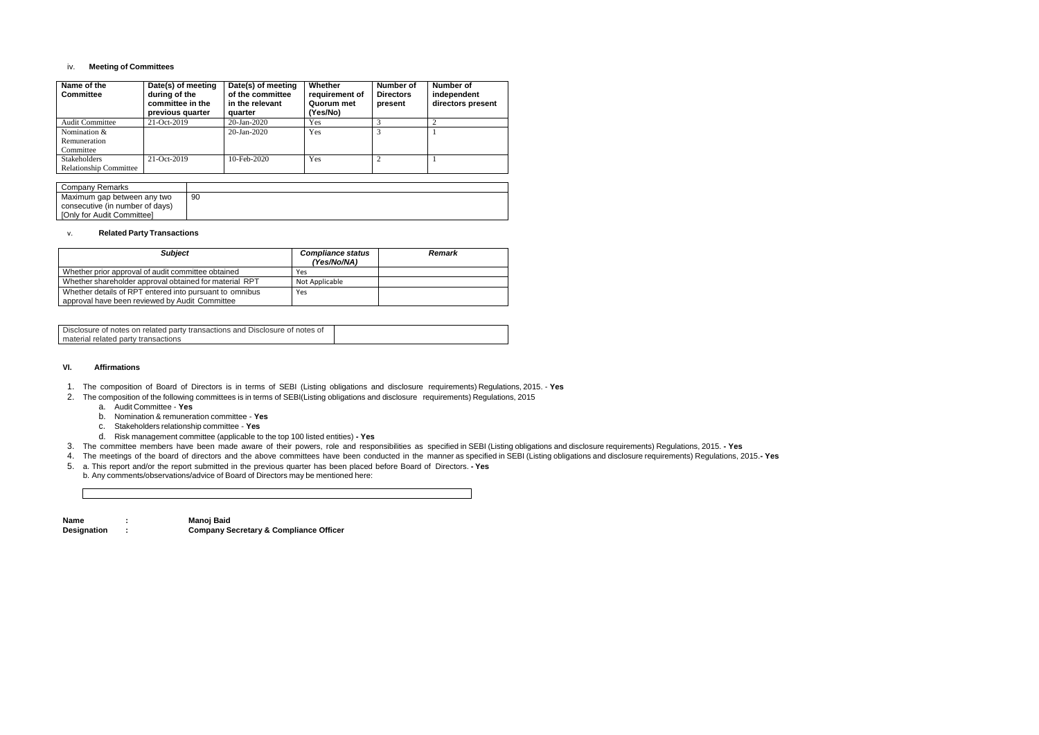iv. **Meeting of Committees**

| Name of the Committee | Date(s) of meeting during of the committee in the previous quarter | Date(s) of meeting of the committee in the relevant quarter | Whether requirement of Quorum met (Yes/No) | Number of Directors present | Number of independent directors present |
|---|---|---|---|---|---|
| Audit Committee | 21-Oct-2019 | 20-Jan-2020 | Yes | 3 | 2 |
| Nomination & Remuneration Committee | | 20-Jan-2020 | Yes | 3 | 1 |
| Stakeholders Relationship Committee | 21-Oct-2019 | 10-Feb-2020 | Yes | 2 | 1 |

| Company Remarks | |
|---|---|
| Maximum gap between any two consecutive (in number of days) [Only for Audit Committee] | 90 |

v. **Related Party Transactions**

| *Subject* | *Compliance status (Yes/No/NA)* | *Remark* |
|---|---|---|
| Whether prior approval of audit committee obtained | Yes | |
| Whether shareholder approval obtained for material RPT | Not Applicable | |
| Whether details of RPT entered into pursuant to omnibus approval have been reviewed by Audit Committee | Yes | |

| Disclosure of notes on related party transactions and Disclosure of notes of material related party transactions | |
|---|---|

**VI. Affirmations**

1. The composition of Board of Directors is in terms of SEBI (Listing obligations and disclosure requirements) Regulations, 2015. - **Yes**
2. The composition of the following committees is in terms of SEBI(Listing obligations and disclosure requirements) Regulations, 2015
   a. Audit Committee - **Yes**
   b. Nomination & remuneration committee - **Yes**
   c. Stakeholders relationship committee - **Yes**
   d. Risk management committee (applicable to the top 100 listed entities) **- Yes**
3. The committee members have been made aware of their powers, role and responsibilities as specified in SEBI (Listing obligations and disclosure requirements) Regulations, 2015. **- Yes**
4. The meetings of the board of directors and the above committees have been conducted in the manner as specified in SEBI (Listing obligations and disclosure requirements) Regulations, 2015.**- Yes**
5. a. This report and/or the report submitted in the previous quarter has been placed before Board of Directors. **- Yes**
   b. Any comments/observations/advice of Board of Directors may be mentioned here:

**Name** : **Manoj Baid**
**Designation** : **Company Secretary & Compliance Officer**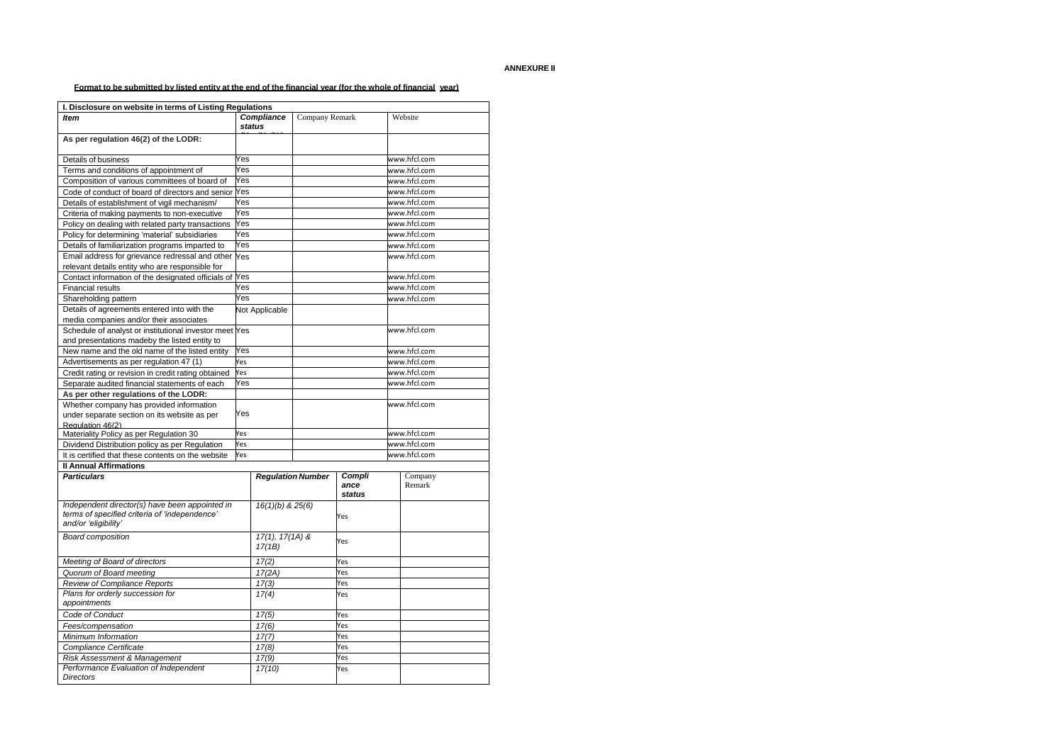**ANNEXURE II**

**Format to be submitted by listed entity at the end of the financial year (for the whole of financial year)**

| I. Disclosure on website in terms of Listing Regulations | | | |
|---|---|---|---|
| ***Item*** | ***Compliance status*** | Company Remark | Website |
| **As per regulation 46(2) of the LODR:** | | | |
| Details of business | Yes | | www.hfcl.com |
| Terms and conditions of appointment of | Yes | | www.hfcl.com |
| Composition of various committees of board of | Yes | | www.hfcl.com |
| Code of conduct of board of directors and senior | Yes | | www.hfcl.com |
| Details of establishment of vigil mechanism/ | Yes | | www.hfcl.com |
| Criteria of making payments to non-executive | Yes | | www.hfcl.com |
| Policy on dealing with related party transactions | Yes | | www.hfcl.com |
| Policy for determining 'material' subsidiaries | Yes | | www.hfcl.com |
| Details of familiarization programs imparted to | Yes | | www.hfcl.com |
| Email address for grievance redressal and other relevant details entity who are responsible for | Yes | | www.hfcl.com |
| Contact information of the designated officials of | Yes | | www.hfcl.com |
| Financial results | Yes | | www.hfcl.com |
| Shareholding pattern | Yes | | www.hfcl.com |
| Details of agreements entered into with the media companies and/or their associates | Not Applicable | | |
| Schedule of analyst or institutional investor meet and presentations madeby the listed entity to | Yes | | www.hfcl.com |
| New name and the old name of the listed entity | Yes | | www.hfcl.com |
| Advertisements as per regulation 47 (1) | Yes | | www.hfcl.com |
| Credit rating or revision in credit rating obtained | Yes | | www.hfcl.com |
| Separate audited financial statements of each | Yes | | www.hfcl.com |
| **As per other regulations of the LODR:** | | | |
| Whether company has provided information under separate section on its website as per Regulation 46(2) | Yes | | www.hfcl.com |
| Materiality Policy as per Regulation 30 | Yes | | www.hfcl.com |
| Dividend Distribution policy as per Regulation | Yes | | www.hfcl.com |
| It is certified that these contents on the website | Yes | | www.hfcl.com |

| **II Annual Affirmations** | | | |
|---|---|---|---|
| ***Particulars*** | ***Regulation Number*** | ***Compliance status*** | Company Remark |
| *Independent director(s) have been appointed in terms of specified criteria of 'independence' and/or 'eligibility'* | *16(1)(b) & 25(6)* | Yes | |
| *Board composition* | *17(1), 17(1A) & 17(1B)* | Yes | |
| *Meeting of Board of directors* | *17(2)* | Yes | |
| *Quorum of Board meeting* | *17(2A)* | Yes | |
| *Review of Compliance Reports* | *17(3)* | Yes | |
| *Plans for orderly succession for appointments* | *17(4)* | Yes | |
| *Code of Conduct* | *17(5)* | Yes | |
| *Fees/compensation* | *17(6)* | Yes | |
| *Minimum Information* | *17(7)* | Yes | |
| *Compliance Certificate* | *17(8)* | Yes | |
| *Risk Assessment & Management* | *17(9)* | Yes | |
| *Performance Evaluation of Independent Directors* | *17(10)* | Yes | |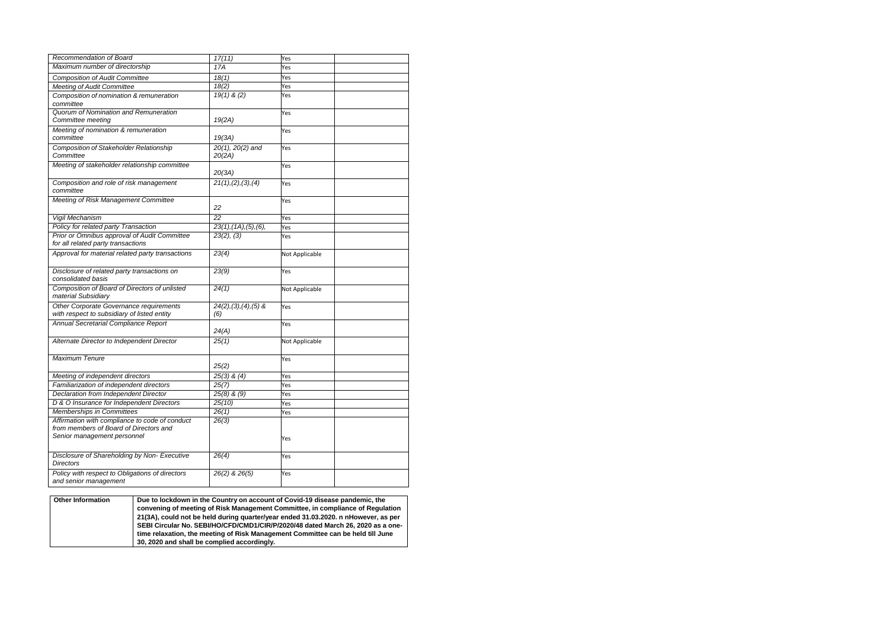| *Recommendation of Board* | *17(11)* | Yes | |
|---|---|---|---|
| *Maximum number of directorship* | *17A* | Yes | |
| *Composition of Audit Committee* | *18(1)* | Yes | |
| *Meeting of Audit Committee* | *18(2)* | Yes | |
| *Composition of nomination & remuneration committee* | *19(1) & (2)* | Yes | |
| *Quorum of Nomination and Remuneration Committee meeting* | *19(2A)* | Yes | |
| *Meeting of nomination & remuneration committee* | *19(3A)* | Yes | |
| *Composition of Stakeholder Relationship Committee* | *20(1), 20(2) and 20(2A)* | Yes | |
| *Meeting of stakeholder relationship committee* | *20(3A)* | Yes | |
| *Composition and role of risk management committee* | *21(1),(2),(3),(4)* | Yes | |
| *Meeting of Risk Management Committee* | *22* | Yes | |
| *Vigil Mechanism* | *22* | Yes | |
| *Policy for related party Transaction* | *23(1),(1A),(5),(6),* | Yes | |
| *Prior or Omnibus approval of Audit Committee for all related party transactions* | *23(2), (3)* | Yes | |
| *Approval for material related party transactions* | *23(4)* | Not Applicable | |
| *Disclosure of related party transactions on consolidated basis* | *23(9)* | Yes | |
| *Composition of Board of Directors of unlisted material Subsidiary* | *24(1)* | Not Applicable | |
| *Other Corporate Governance requirements with respect to subsidiary of listed entity* | *24(2),(3),(4),(5) & (6)* | Yes | |
| *Annual Secretarial Compliance Report* | *24(A)* | Yes | |
| *Alternate Director to Independent Director* | *25(1)* | Not Applicable | |
| *Maximum Tenure* | *25(2)* | Yes | |
| *Meeting of independent directors* | *25(3) & (4)* | Yes | |
| *Familiarization of independent directors* | *25(7)* | Yes | |
| *Declaration from Independent Director* | *25(8) & (9)* | Yes | |
| *D & O Insurance for Independent Directors* | *25(10)* | Yes | |
| *Memberships in Committees* | *26(1)* | Yes | |
| *Affirmation with compliance to code of conduct from members of Board of Directors and Senior management personnel* | *26(3)* | Yes | |
| *Disclosure of Shareholding by Non- Executive Directors* | *26(4)* | Yes | |
| *Policy with respect to Obligations of directors and senior management* | *26(2) & 26(5)* | Yes | |

| **Other Information** | **Due to lockdown in the Country on account of Covid-19 disease pandemic, the convening of meeting of Risk Management Committee, in compliance of Regulation 21(3A), could not be held during quarter/year ended 31.03.2020. n nHowever, as per SEBI Circular No. SEBI/HO/CFD/CMD1/CIR/P/2020/48 dated March 26, 2020 as a one-time relaxation, the meeting of Risk Management Committee can be held till June 30, 2020 and shall be complied accordingly.** |
|---|---|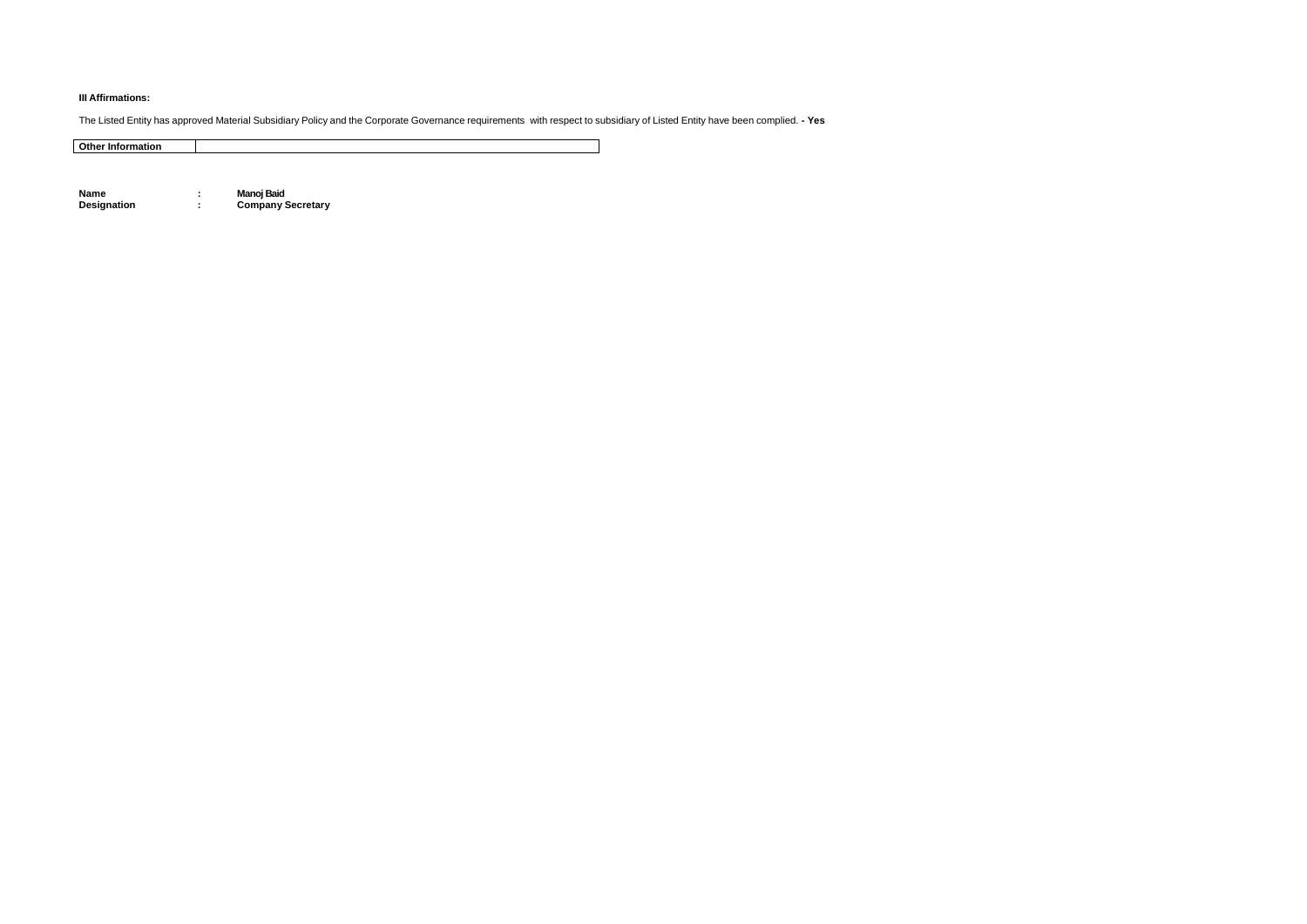**III Affirmations:**

The Listed Entity has approved Material Subsidiary Policy and the Corporate Governance requirements with respect to subsidiary of Listed Entity have been complied. **- Yes**

| | |
|---|---|
| **Other Information** | |

| | | |
|---|---|---|
| **Name** | **:** | **Manoj Baid** |
| **Designation** | **:** | **Company Secretary** |